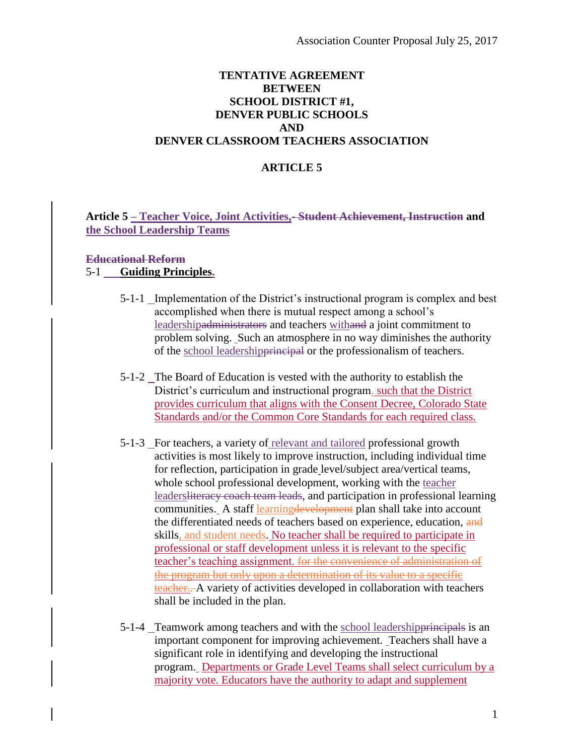Association Counter Proposal July 25, 2017

**TENTATIVE AGREEMENT**
**BETWEEN**
**SCHOOL DISTRICT #1,**
**DENVER PUBLIC SCHOOLS**
**AND**
**DENVER CLASSROOM TEACHERS ASSOCIATION**

**ARTICLE 5**

**Article 5 – Teacher Voice, Joint Activities, ~~- Student Achievement, Instruction~~ and the School Leadership Teams**

~~**Educational Reform**~~

5-1 **Guiding Principles.**

5-1-1 Implementation of the District's instructional program is complex and best accomplished when there is mutual respect among a school's leadership~~administrators~~ and teachers with~~and~~ a joint commitment to problem solving. Such an atmosphere in no way diminishes the authority of the school leadership~~principal~~ or the professionalism of teachers.

5-1-2 The Board of Education is vested with the authority to establish the District's curriculum and instructional program, such that the District provides curriculum that aligns with the Consent Decree, Colorado State Standards and/or the Common Core Standards for each required class.

5-1-3 For teachers, a variety of relevant and tailored professional growth activities is most likely to improve instruction, including individual time for reflection, participation in grade level/subject area/vertical teams, whole school professional development, working with the teacher leaders~~literacy coach team leads~~, and participation in professional learning communities. A staff learning~~development~~ plan shall take into account the differentiated needs of teachers based on experience, education, ~~and~~ skills, and student needs. No teacher shall be required to participate in professional or staff development unless it is relevant to the specific teacher's teaching assignment. ~~for the convenience of administration of the program but only upon a determination of its value to a specific teacher..~~ A variety of activities developed in collaboration with teachers shall be included in the plan.

5-1-4 Teamwork among teachers and with the school leadership~~principals~~ is an important component for improving achievement. Teachers shall have a significant role in identifying and developing the instructional program. Departments or Grade Level Teams shall select curriculum by a majority vote. Educators have the authority to adapt and supplement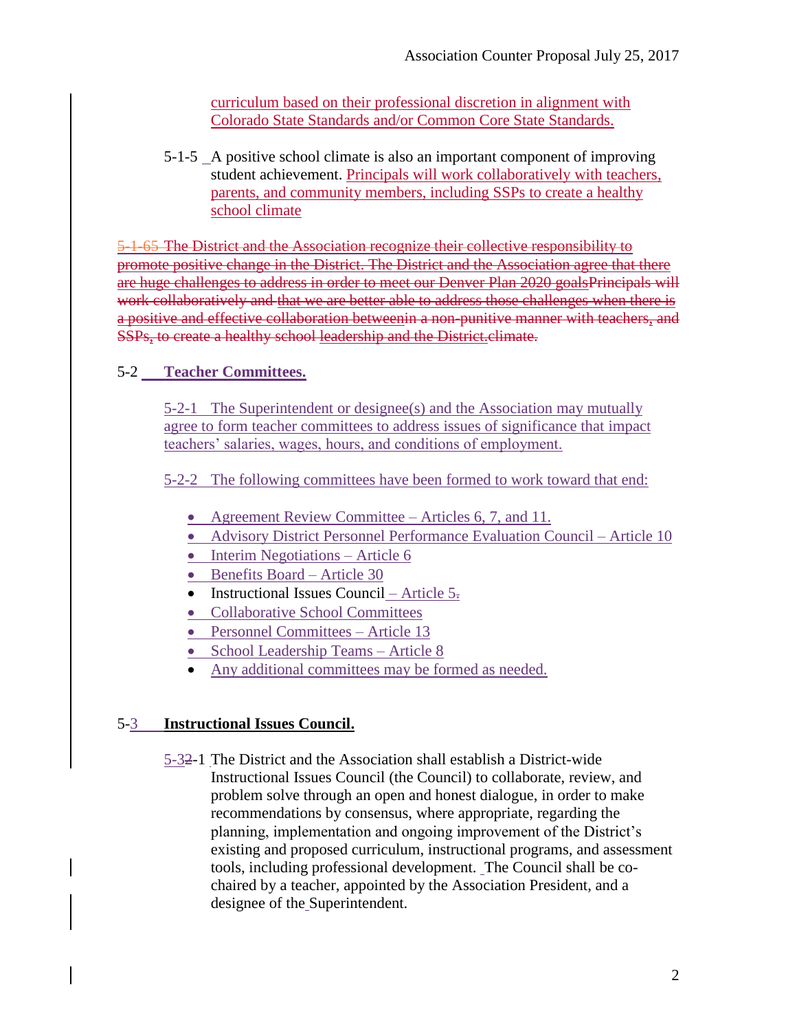curriculum based on their professional discretion in alignment with Colorado State Standards and/or Common Core State Standards.

5-1-5 A positive school climate is also an important component of improving student achievement. Principals will work collaboratively with teachers, parents, and community members, including SSPs to create a healthy school climate

~~5-1-65 The District and the Association recognize their collective responsibility to promote positive change in the District. The District and the Association agree that there are huge challenges to address in order to meet our Denver Plan 2020 goalsPrincipals will work collaboratively and that we are better able to address those challenges when there is a positive and effective collaboration betweenin a non-punitive manner with teachers, and SSPs, to create a healthy school leadership and the District.climate.~~

5-2 **Teacher Committees.**

5-2-1 The Superintendent or designee(s) and the Association may mutually agree to form teacher committees to address issues of significance that impact teachers' salaries, wages, hours, and conditions of employment.

5-2-2 The following committees have been formed to work toward that end:

- Agreement Review Committee – Articles 6, 7, and 11.
- Advisory District Personnel Performance Evaluation Council – Article 10
- Interim Negotiations – Article 6
- Benefits Board – Article 30
- Instructional Issues Council – Article 5.
- Collaborative School Committees
- Personnel Committees – Article 13
- School Leadership Teams – Article 8
- Any additional committees may be formed as needed.

5-3 **Instructional Issues Council.**

5-32-1 The District and the Association shall establish a District-wide Instructional Issues Council (the Council) to collaborate, review, and problem solve through an open and honest dialogue, in order to make recommendations by consensus, where appropriate, regarding the planning, implementation and ongoing improvement of the District's existing and proposed curriculum, instructional programs, and assessment tools, including professional development. The Council shall be co-chaired by a teacher, appointed by the Association President, and a designee of the Superintendent.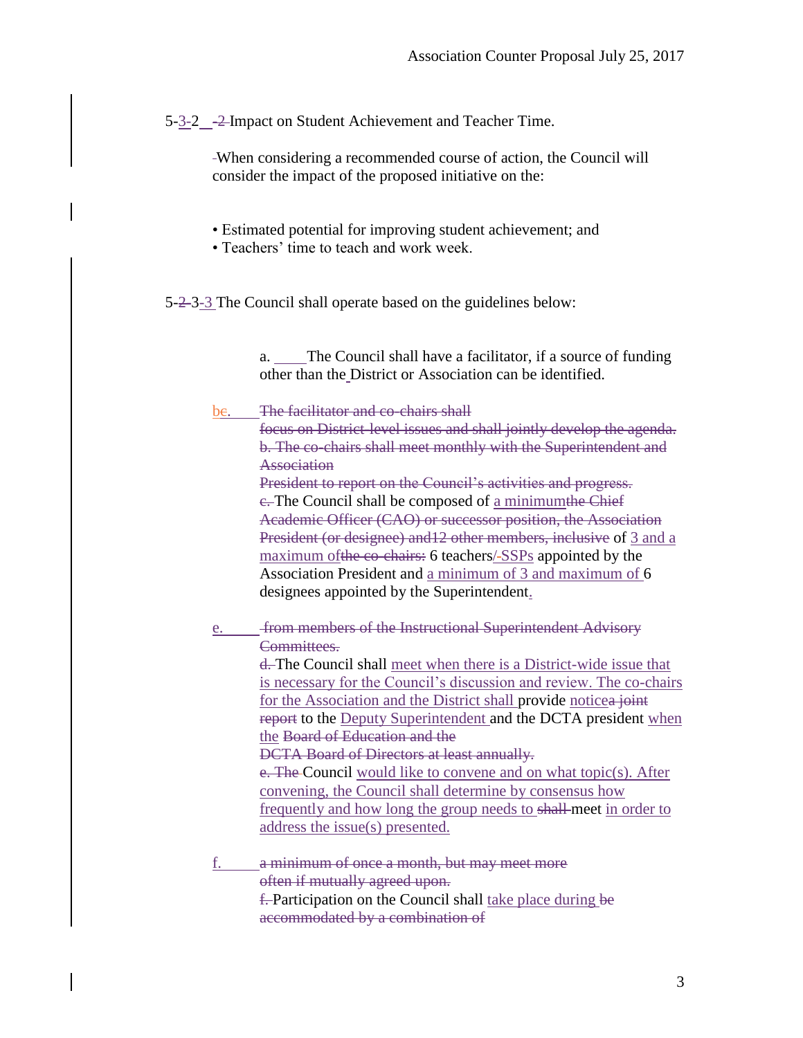5-~~-2~~ 3-2 Impact on Student Achievement and Teacher Time.

When considering a recommended course of action, the Council will consider the impact of the proposed initiative on the:

- Estimated potential for improving student achievement; and
- Teachers' time to teach and work week.

5-~~2~~-3-3 The Council shall operate based on the guidelines below:

a. The Council shall have a facilitator, if a source of funding other than the District or Association can be identified.

b~~e~~. ~~The facilitator and co-chairs shall focus on District-level issues and shall jointly develop the agenda.~~ ~~b. The co-chairs shall meet monthly with the Superintendent and Association President to report on the Council's activities and progress.~~ ~~c.~~ The Council shall be composed of a minimum ~~the Chief Academic Officer (CAO) or successor position, the Association President (or designee) and12 other members, inclusive~~ of 3 and a maximum of ~~the co-chairs:~~ 6 teachers/-SSPs appointed by the Association President and a minimum of 3 and maximum of 6 designees appointed by the Superintendent.

e. ~~from members of the Instructional Superintendent Advisory Committees.~~ ~~d.~~ The Council shall meet when there is a District-wide issue that is necessary for the Council's discussion and review. The co-chairs for the Association and the District shall provide notice ~~a joint report~~ to the Deputy Superintendent and the DCTA president when the ~~Board of Education and the DCTA Board of Directors at least annually.~~ ~~e. The~~ Council would like to convene and on what topic(s). After convening, the Council shall determine by consensus how frequently and how long the group needs to ~~shall~~ meet in order to address the issue(s) presented.

f. ~~a minimum of once a month, but may meet more often if mutually agreed upon.~~ ~~f.~~ Participation on the Council shall take place during ~~be accommodated by a combination of~~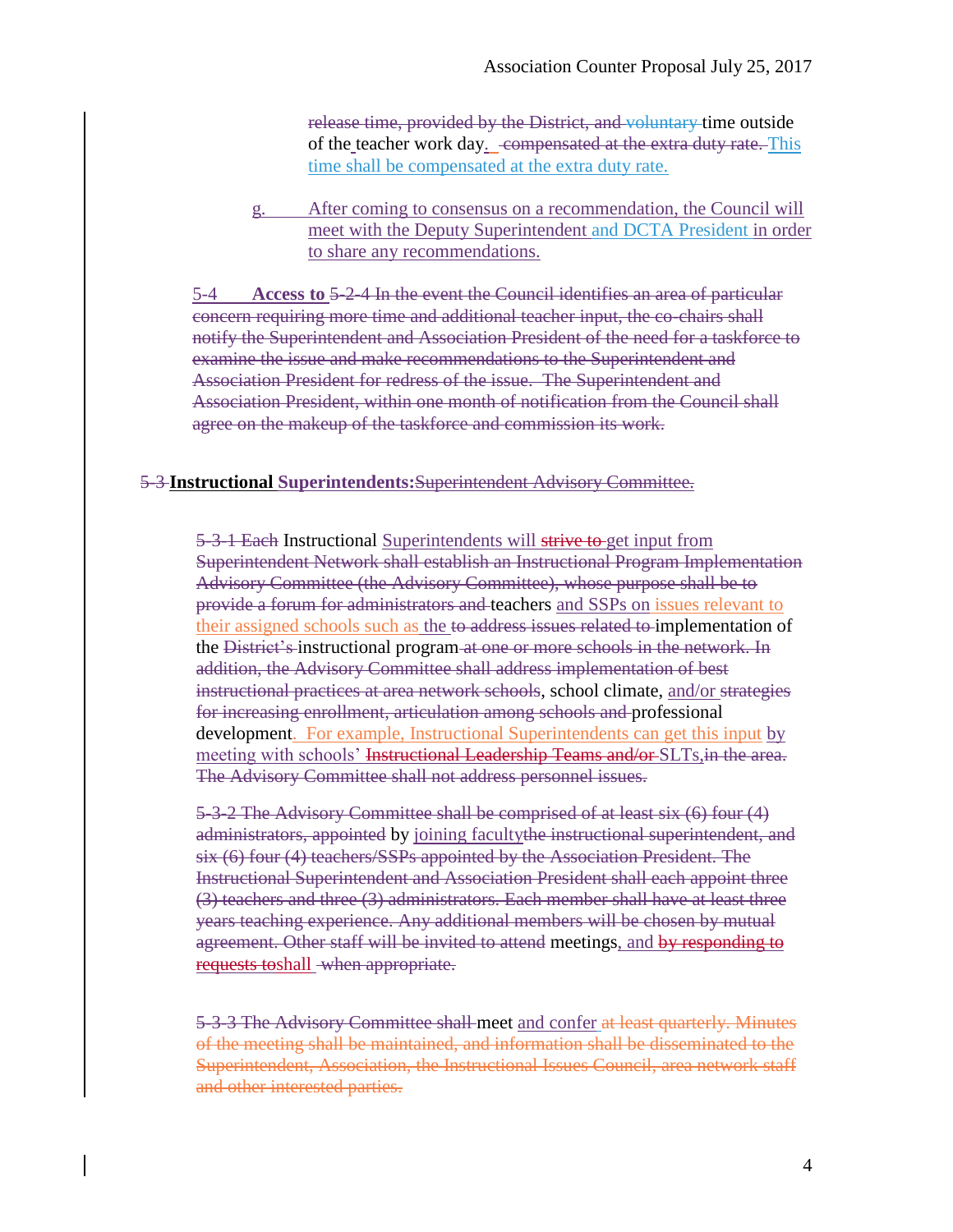release time, provided by the District, and voluntary time outside of the teacher work day. compensated at the extra duty rate. This time shall be compensated at the extra duty rate.

g. After coming to consensus on a recommendation, the Council will meet with the Deputy Superintendent and DCTA President in order to share any recommendations.

5-4 **Access to** 5-2-4 In the event the Council identifies an area of particular concern requiring more time and additional teacher input, the co-chairs shall notify the Superintendent and Association President of the need for a taskforce to examine the issue and make recommendations to the Superintendent and Association President for redress of the issue. The Superintendent and Association President, within one month of notification from the Council shall agree on the makeup of the taskforce and commission its work.

5-3 **Instructional Superintendents:** Superintendent Advisory Committee.

5-3-1 Each Instructional Superintendents will strive to get input from Superintendent Network shall establish an Instructional Program Implementation Advisory Committee (the Advisory Committee), whose purpose shall be to provide a forum for administrators and teachers and SSPs on issues relevant to their assigned schools such as the to address issues related to implementation of the District's instructional program at one or more schools in the network. In addition, the Advisory Committee shall address implementation of best instructional practices at area network schools, school climate, and/or strategies for increasing enrollment, articulation among schools and professional development. For example, Instructional Superintendents can get this input by meeting with schools' Instructional Leadership Teams and/or SLTs, in the area. The Advisory Committee shall not address personnel issues.

5-3-2 The Advisory Committee shall be comprised of at least six (6) four (4) administrators, appointed by joining faculty the instructional superintendent, and six (6) four (4) teachers/SSPs appointed by the Association President. The Instructional Superintendent and Association President shall each appoint three (3) teachers and three (3) administrators. Each member shall have at least three years teaching experience. Any additional members will be chosen by mutual agreement. Other staff will be invited to attend meetings, and by responding to requests to shall when appropriate.

5-3-3 The Advisory Committee shall meet and confer at least quarterly. Minutes of the meeting shall be maintained, and information shall be disseminated to the Superintendent, Association, the Instructional Issues Council, area network staff and other interested parties.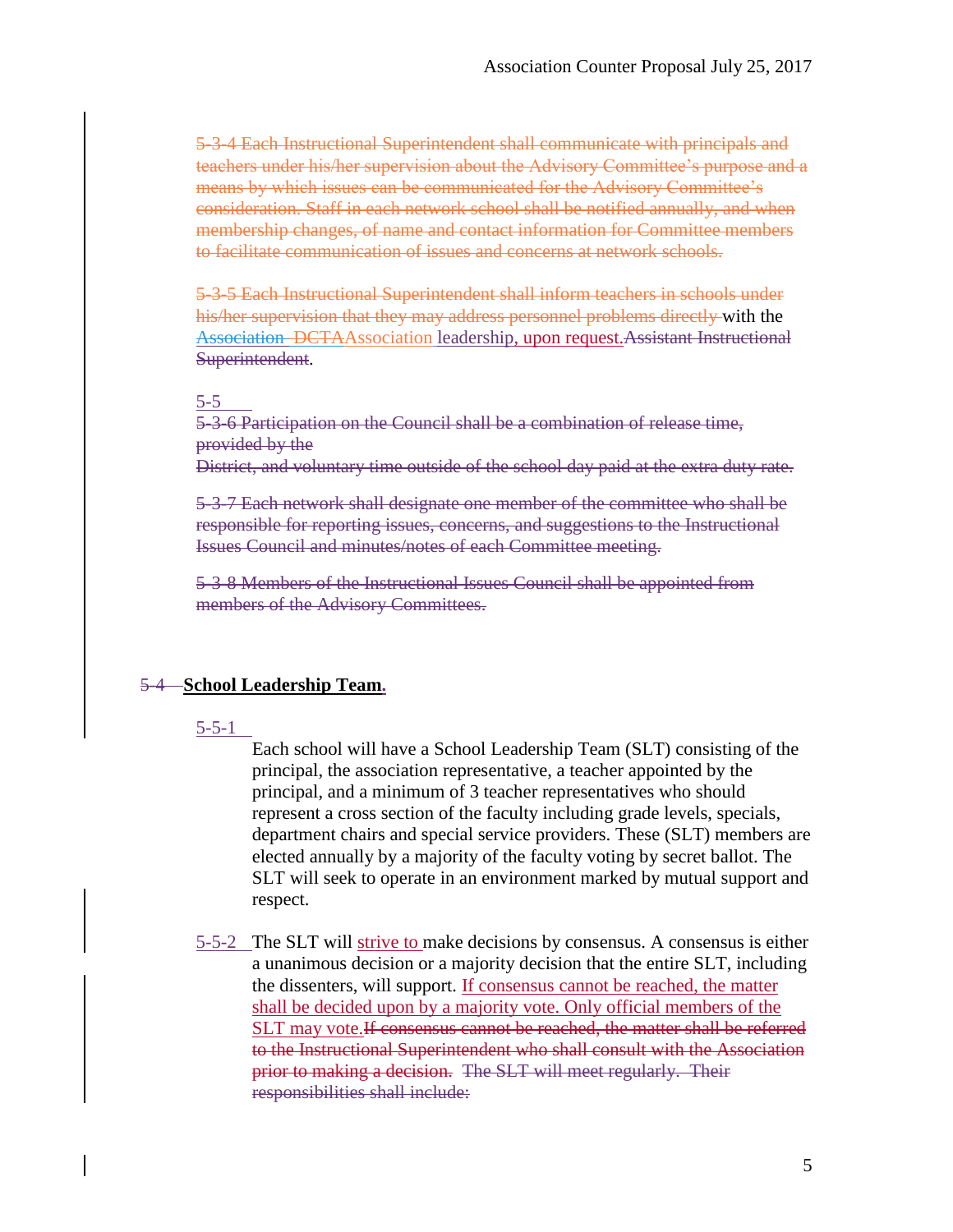~~5-3-4 Each Instructional Superintendent shall communicate with principals and teachers under his/her supervision about the Advisory Committee's purpose and a means by which issues can be communicated for the Advisory Committee's consideration. Staff in each network school shall be notified annually, and when membership changes, of name and contact information for Committee members to facilitate communication of issues and concerns at network schools.~~

~~5-3-5 Each Instructional Superintendent shall inform teachers in schools under his/her supervision that they may address personnel problems directly~~ with the <u>Association</u> ~~DCTA~~Association <u>leadership, upon request.</u>~~Assistant Instructional Superintendent~~.

<u>5-5</u>

~~5-3-6 Participation on the Council shall be a combination of release time, provided by the District, and voluntary time outside of the school day paid at the extra duty rate.~~

~~5-3-7 Each network shall designate one member of the committee who shall be responsible for reporting issues, concerns, and suggestions to the Instructional Issues Council and minutes/notes of each Committee meeting.~~

~~5-3-8 Members of the Instructional Issues Council shall be appointed from members of the Advisory Committees.~~

~~5-4~~ **<u>School Leadership Team</u>.**

<u>5-5-1</u> Each school will have a School Leadership Team (SLT) consisting of the principal, the association representative, a teacher appointed by the principal, and a minimum of 3 teacher representatives who should represent a cross section of the faculty including grade levels, specials, department chairs and special service providers. These (SLT) members are elected annually by a majority of the faculty voting by secret ballot. The SLT will seek to operate in an environment marked by mutual support and respect.

<u>5-5-2</u> The SLT will <u>strive to</u> make decisions by consensus. A consensus is either a unanimous decision or a majority decision that the entire SLT, including the dissenters, will support. <u>If consensus cannot be reached, the matter shall be decided upon by a majority vote. Only official members of the SLT may vote.</u>~~If consensus cannot be reached, the matter shall be referred to the Instructional Superintendent who shall consult with the Association prior to making a decision.~~ ~~The SLT will meet regularly. Their responsibilities shall include:~~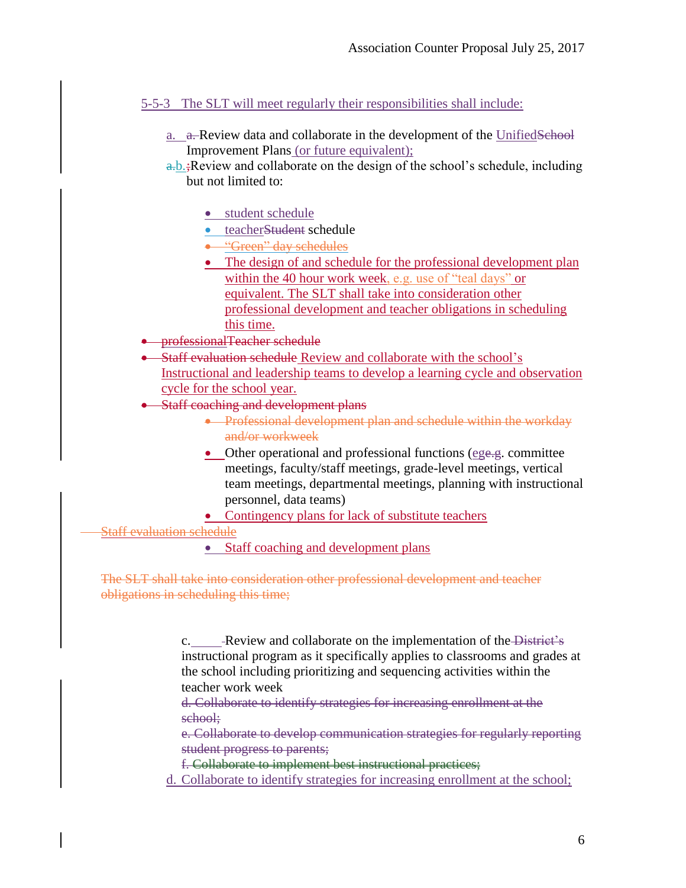5-5-3 The SLT will meet regularly their responsibilities shall include:

a. a. Review data and collaborate in the development of the UnifiedSchool Improvement Plans (or future equivalent);

a.b. ;Review and collaborate on the design of the school's schedule, including but not limited to:

- student schedule
- teacherStudent schedule
- "Green" day schedules
- The design of and schedule for the professional development plan within the 40 hour work week, e.g. use of "teal days" or equivalent. The SLT shall take into consideration other professional development and teacher obligations in scheduling this time.
- professionalTeacher schedule
- Staff evaluation schedule Review and collaborate with the school's Instructional and leadership teams to develop a learning cycle and observation cycle for the school year.
- Staff coaching and development plans
- Professional development plan and schedule within the workday and/or workweek
- Other operational and professional functions (ege.g. committee meetings, faculty/staff meetings, grade-level meetings, vertical team meetings, departmental meetings, planning with instructional personnel, data teams)
- Contingency plans for lack of substitute teachers

Staff evaluation schedule

- Staff coaching and development plans

The SLT shall take into consideration other professional development and teacher obligations in scheduling this time;

c. Review and collaborate on the implementation of the District's instructional program as it specifically applies to classrooms and grades at the school including prioritizing and sequencing activities within the teacher work week

d. Collaborate to identify strategies for increasing enrollment at the school;

e. Collaborate to develop communication strategies for regularly reporting student progress to parents;

f. Collaborate to implement best instructional practices;

d. Collaborate to identify strategies for increasing enrollment at the school;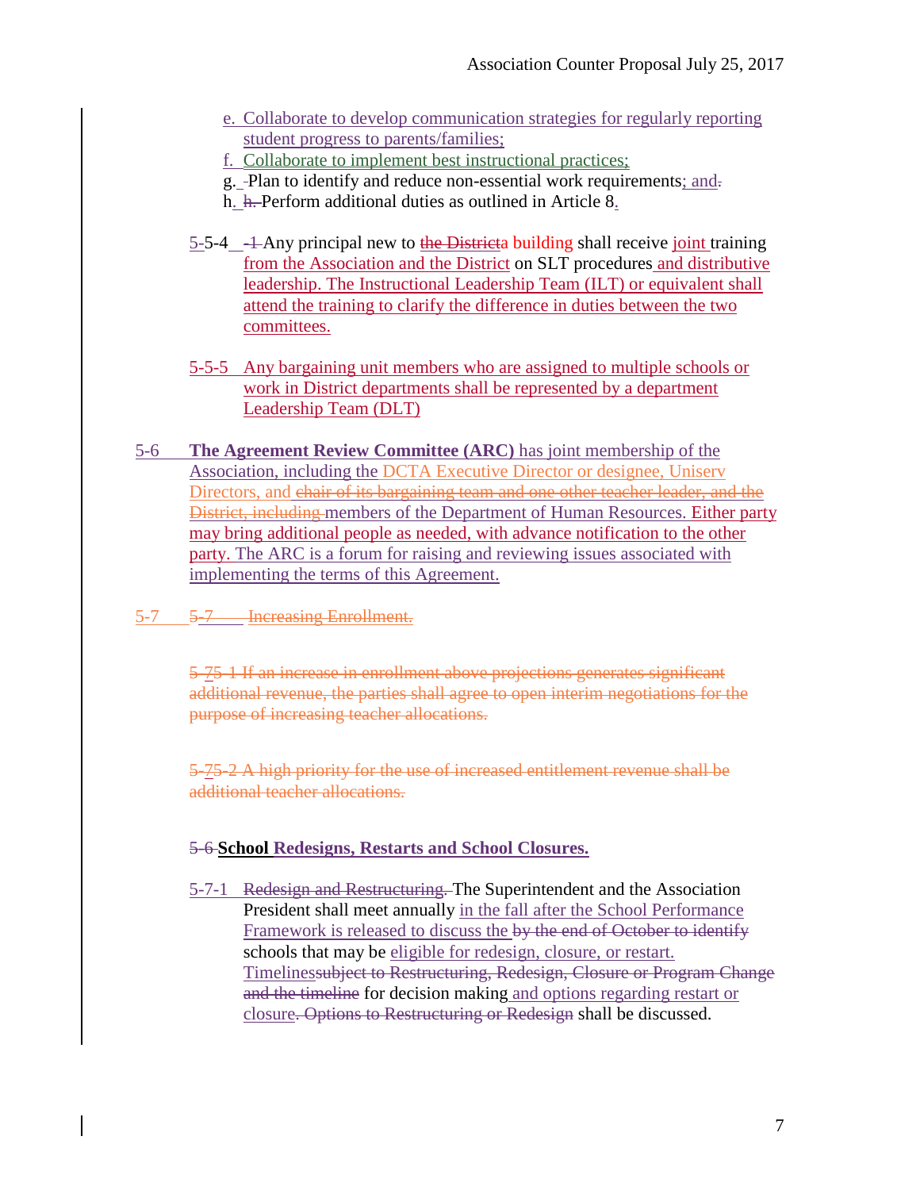e. Collaborate to develop communication strategies for regularly reporting student progress to parents/families;

f. Collaborate to implement best instructional practices;

g. -Plan to identify and reduce non-essential work requirements; and.

h. h. Perform additional duties as outlined in Article 8.

5-5-4 -1 Any principal new to the Districta building shall receive joint training from the Association and the District on SLT procedures and distributive leadership. The Instructional Leadership Team (ILT) or equivalent shall attend the training to clarify the difference in duties between the two committees.

5-5-5 Any bargaining unit members who are assigned to multiple schools or work in District departments shall be represented by a department Leadership Team (DLT)

5-6 **The Agreement Review Committee (ARC)** has joint membership of the Association, including the DCTA Executive Director or designee, Uniserv Directors, and ~~chair of its bargaining team and one other teacher leader, and the District, including~~ members of the Department of Human Resources. Either party may bring additional people as needed, with advance notification to the other party. The ARC is a forum for raising and reviewing issues associated with implementing the terms of this Agreement.

5-7 ~~5-7 Increasing Enrollment.~~

~~5-75-1 If an increase in enrollment above projections generates significant additional revenue, the parties shall agree to open interim negotiations for the purpose of increasing teacher allocations.~~

~~5-75-2 A high priority for the use of increased entitlement revenue shall be additional teacher allocations.~~

~~5-6~~ **School Redesigns, Restarts and School Closures.**

5-7-1 ~~Redesign and Restructuring.~~ The Superintendent and the Association President shall meet annually in the fall after the School Performance Framework is released to discuss the ~~by the end of October to identify~~ schools that may be eligible for redesign, closure, or restart. Timelines~~subject to Restructuring, Redesign, Closure or Program Change and the timeline~~ for decision making and options regarding restart or closure~~. Options to Restructuring or Redesign~~ shall be discussed.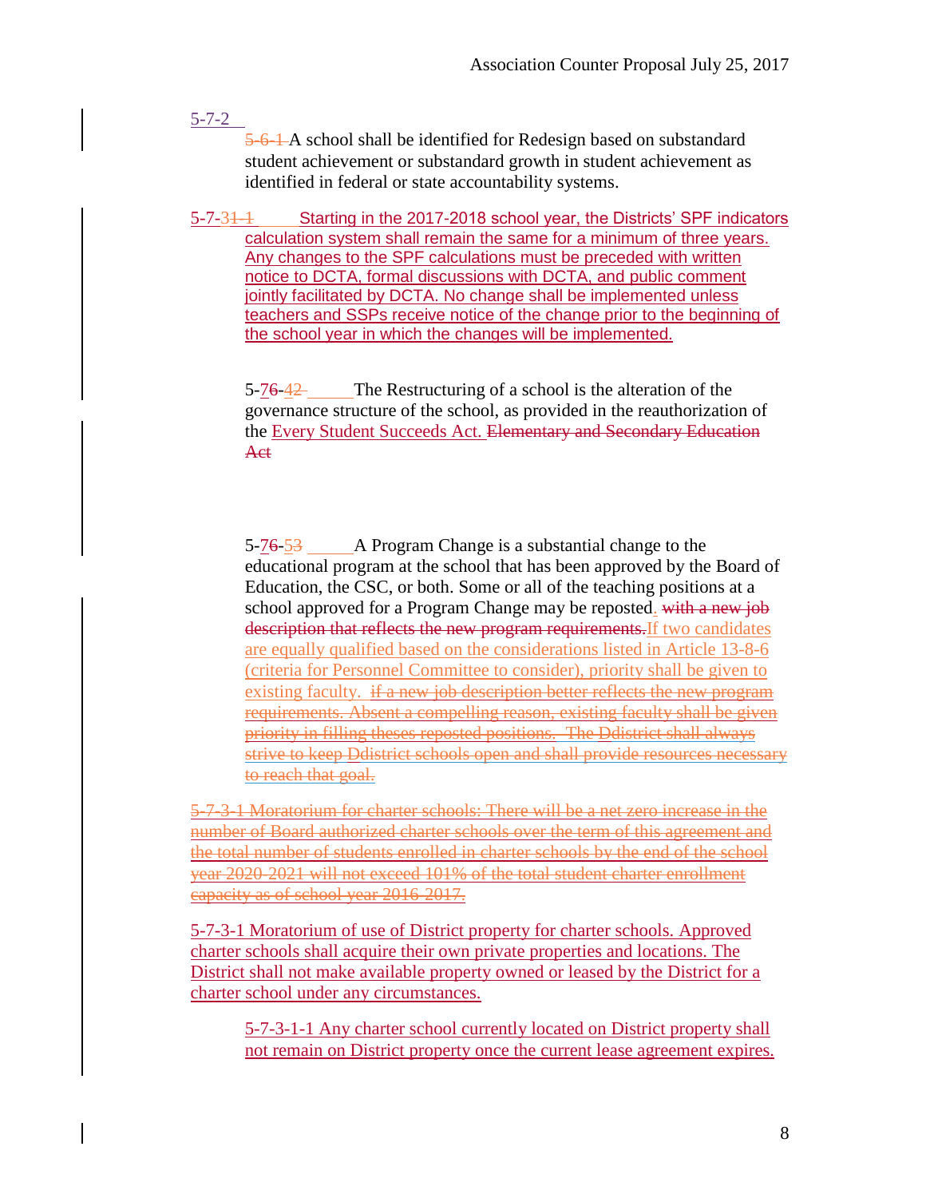5-7-2

5-6-1 A school shall be identified for Redesign based on substandard student achievement or substandard growth in student achievement as identified in federal or state accountability systems.

5-7-31-1 Starting in the 2017-2018 school year, the Districts' SPF indicators calculation system shall remain the same for a minimum of three years. Any changes to the SPF calculations must be preceded with written notice to DCTA, formal discussions with DCTA, and public comment jointly facilitated by DCTA. No change shall be implemented unless teachers and SSPs receive notice of the change prior to the beginning of the school year in which the changes will be implemented.

5-76-42 The Restructuring of a school is the alteration of the governance structure of the school, as provided in the reauthorization of the Every Student Succeeds Act. ~~Elementary and Secondary Education Act~~

5-76-53 A Program Change is a substantial change to the educational program at the school that has been approved by the Board of Education, the CSC, or both. Some or all of the teaching positions at a school approved for a Program Change may be reposted. ~~with a new job description that reflects the new program requirements.~~ If two candidates are equally qualified based on the considerations listed in Article 13-8-6 (criteria for Personnel Committee to consider), priority shall be given to existing faculty. ~~if a new job description better reflects the new program requirements. Absent a compelling reason, existing faculty shall be given priority in filling theses reposted positions. The Ddistrict shall always strive to keep Ddistrict schools open and shall provide resources necessary to reach that goal.~~

~~5-7-3-1 Moratorium for charter schools: There will be a net zero increase in the number of Board authorized charter schools over the term of this agreement and the total number of students enrolled in charter schools by the end of the school year 2020-2021 will not exceed 101% of the total student charter enrollment capacity as of school year 2016-2017.~~

5-7-3-1 Moratorium of use of District property for charter schools. Approved charter schools shall acquire their own private properties and locations. The District shall not make available property owned or leased by the District for a charter school under any circumstances.

5-7-3-1-1 Any charter school currently located on District property shall not remain on District property once the current lease agreement expires.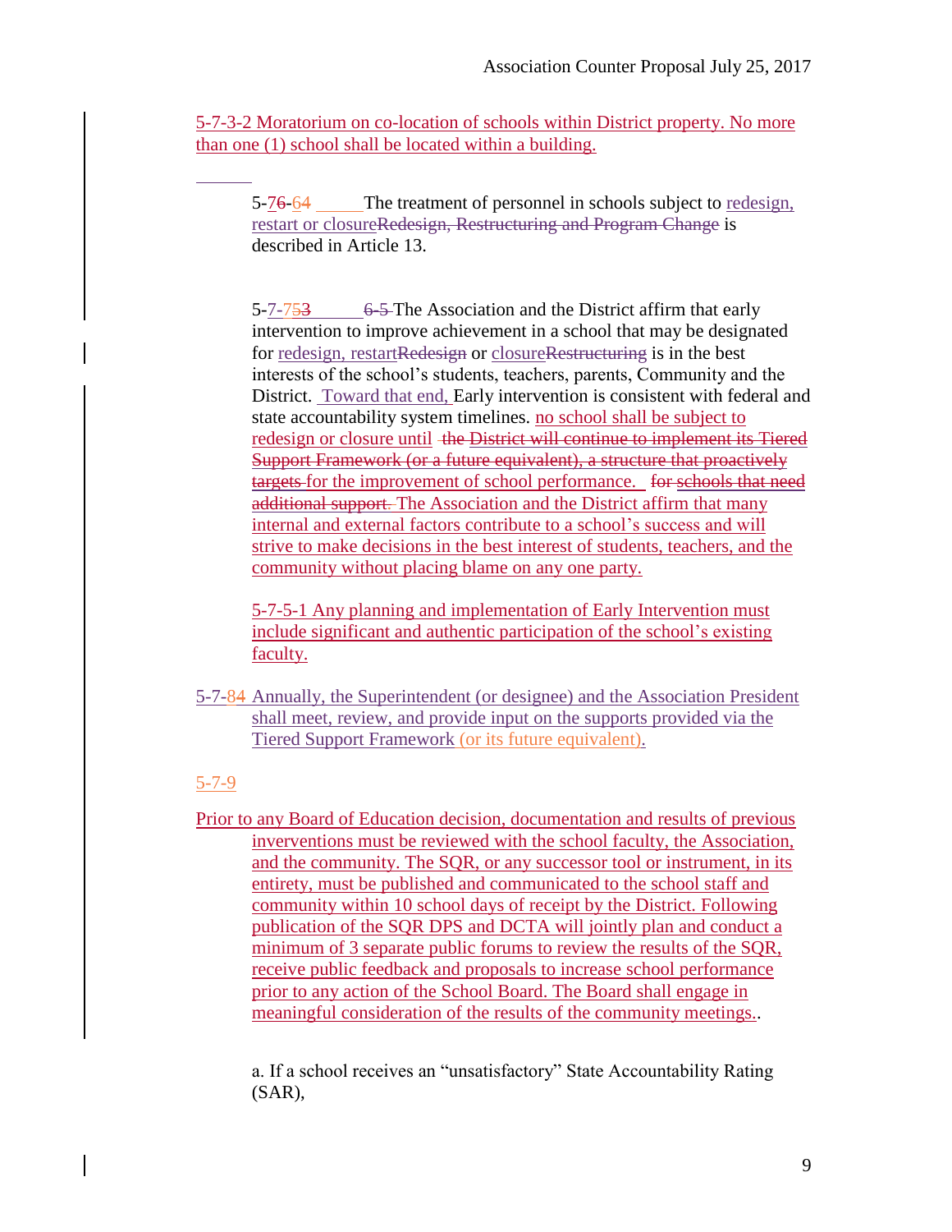5-7-3-2 Moratorium on co-location of schools within District property. No more than one (1) school shall be located within a building.

5-76-64 The treatment of personnel in schools subject to redesign, restart or closureRedesign, Restructuring and Program Change is described in Article 13.

5-7-753 6-5 The Association and the District affirm that early intervention to improve achievement in a school that may be designated for redesign, restartRedesign or closureRestructuring is in the best interests of the school's students, teachers, parents, Community and the District. Toward that end, Early intervention is consistent with federal and state accountability system timelines. no school shall be subject to redesign or closure until the District will continue to implement its Tiered Support Framework (or a future equivalent), a structure that proactively targets for the improvement of school performance. for schools that need additional support. The Association and the District affirm that many internal and external factors contribute to a school's success and will strive to make decisions in the best interest of students, teachers, and the community without placing blame on any one party.

5-7-5-1 Any planning and implementation of Early Intervention must include significant and authentic participation of the school's existing faculty.

5-7-84 Annually, the Superintendent (or designee) and the Association President shall meet, review, and provide input on the supports provided via the Tiered Support Framework (or its future equivalent).

5-7-9

Prior to any Board of Education decision, documentation and results of previous inverventions must be reviewed with the school faculty, the Association, and the community. The SQR, or any successor tool or instrument, in its entirety, must be published and communicated to the school staff and community within 10 school days of receipt by the District. Following publication of the SQR DPS and DCTA will jointly plan and conduct a minimum of 3 separate public forums to review the results of the SQR, receive public feedback and proposals to increase school performance prior to any action of the School Board. The Board shall engage in meaningful consideration of the results of the community meetings..

a. If a school receives an "unsatisfactory" State Accountability Rating (SAR),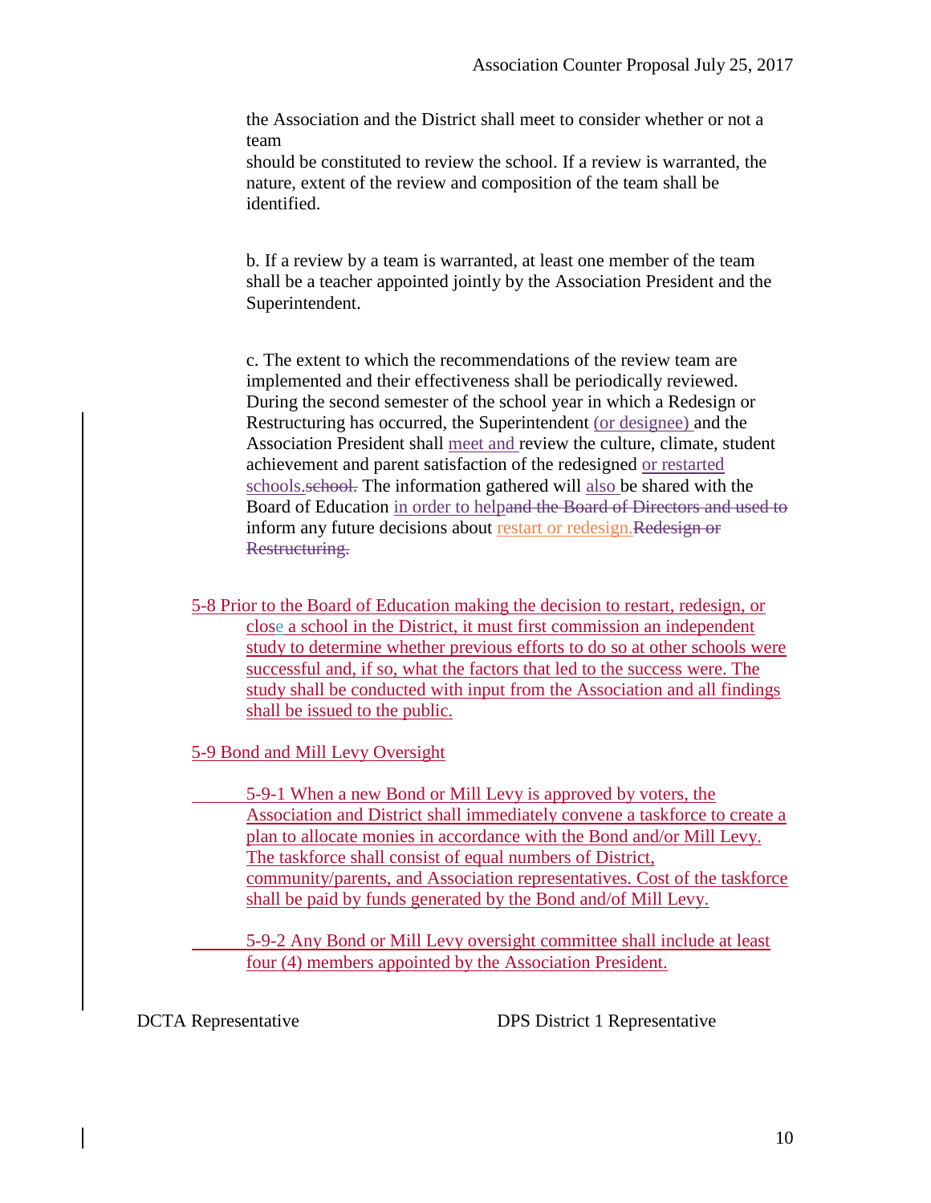the Association and the District shall meet to consider whether or not a team should be constituted to review the school. If a review is warranted, the nature, extent of the review and composition of the team shall be identified.

b. If a review by a team is warranted, at least one member of the team shall be a teacher appointed jointly by the Association President and the Superintendent.

c. The extent to which the recommendations of the review team are implemented and their effectiveness shall be periodically reviewed. During the second semester of the school year in which a Redesign or Restructuring has occurred, the Superintendent (or designee) and the Association President shall meet and review the culture, climate, student achievement and parent satisfaction of the redesigned or restarted schools.~~school.~~ The information gathered will also be shared with the Board of Education in order to help~~and the Board of Directors and used to~~ inform any future decisions about restart or redesign.~~Redesign or Restructuring.~~

5-8 Prior to the Board of Education making the decision to restart, redesign, or close a school in the District, it must first commission an independent study to determine whether previous efforts to do so at other schools were successful and, if so, what the factors that led to the success were. The study shall be conducted with input from the Association and all findings shall be issued to the public.

5-9 Bond and Mill Levy Oversight

5-9-1 When a new Bond or Mill Levy is approved by voters, the Association and District shall immediately convene a taskforce to create a plan to allocate monies in accordance with the Bond and/or Mill Levy. The taskforce shall consist of equal numbers of District, community/parents, and Association representatives. Cost of the taskforce shall be paid by funds generated by the Bond and/of Mill Levy.

5-9-2 Any Bond or Mill Levy oversight committee shall include at least four (4) members appointed by the Association President.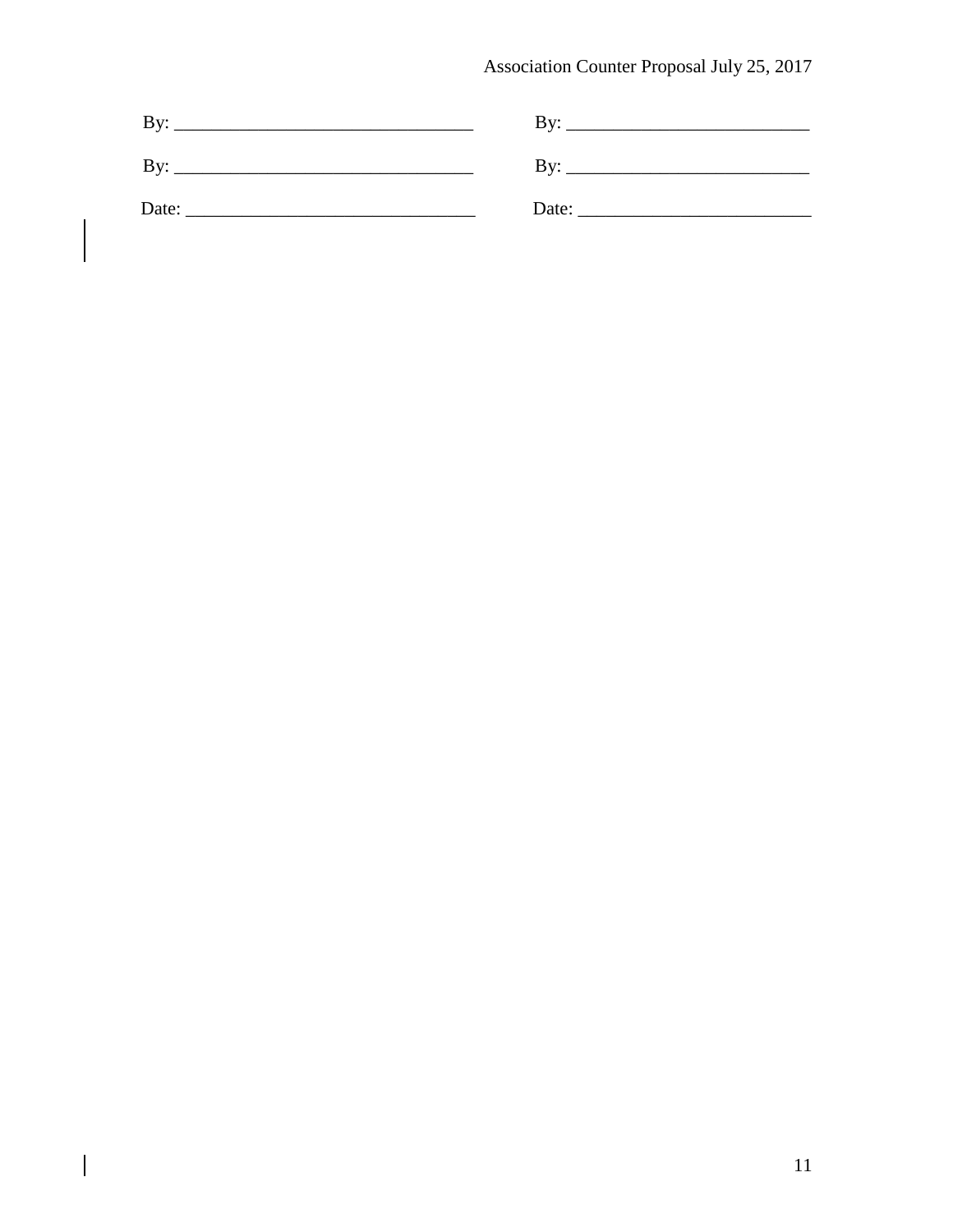| | |
|---|---|
| By: ________________________________ | By: __________________________ |
| By: ________________________________ | By: __________________________ |
| Date: _______________________________ | Date: _________________________ |